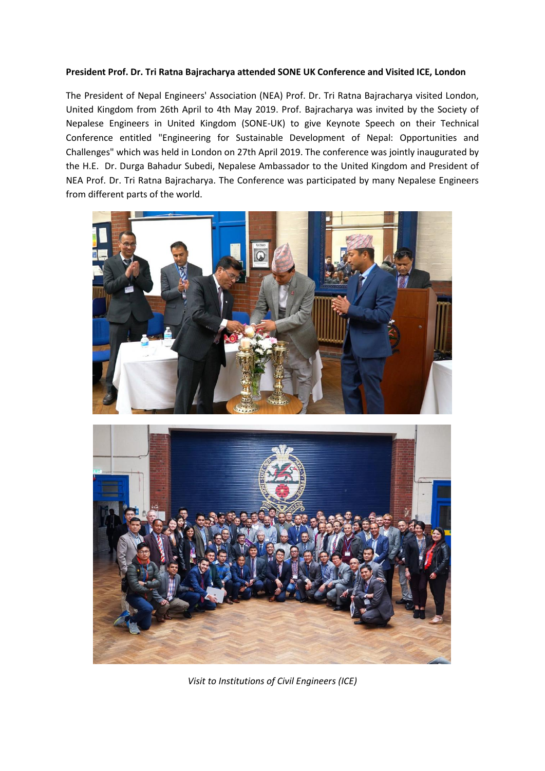**President Prof. Dr. Tri Ratna Bajracharya attended SONE UK Conference and Visited ICE, London**

The President of Nepal Engineers' Association (NEA) Prof. Dr. Tri Ratna Bajracharya visited London, United Kingdom from 26th April to 4th May 2019. Prof. Bajracharya was invited by the Society of Nepalese Engineers in United Kingdom (SONE-UK) to give Keynote Speech on their Technical Conference entitled "Engineering for Sustainable Development of Nepal: Opportunities and Challenges" which was held in London on 27th April 2019. The conference was jointly inaugurated by the H.E. Dr. Durga Bahadur Subedi, Nepalese Ambassador to the United Kingdom and President of NEA Prof. Dr. Tri Ratna Bajracharya. The Conference was participated by many Nepalese Engineers from different parts of the world.

*Visit to Institutions of Civil Engineers (ICE)*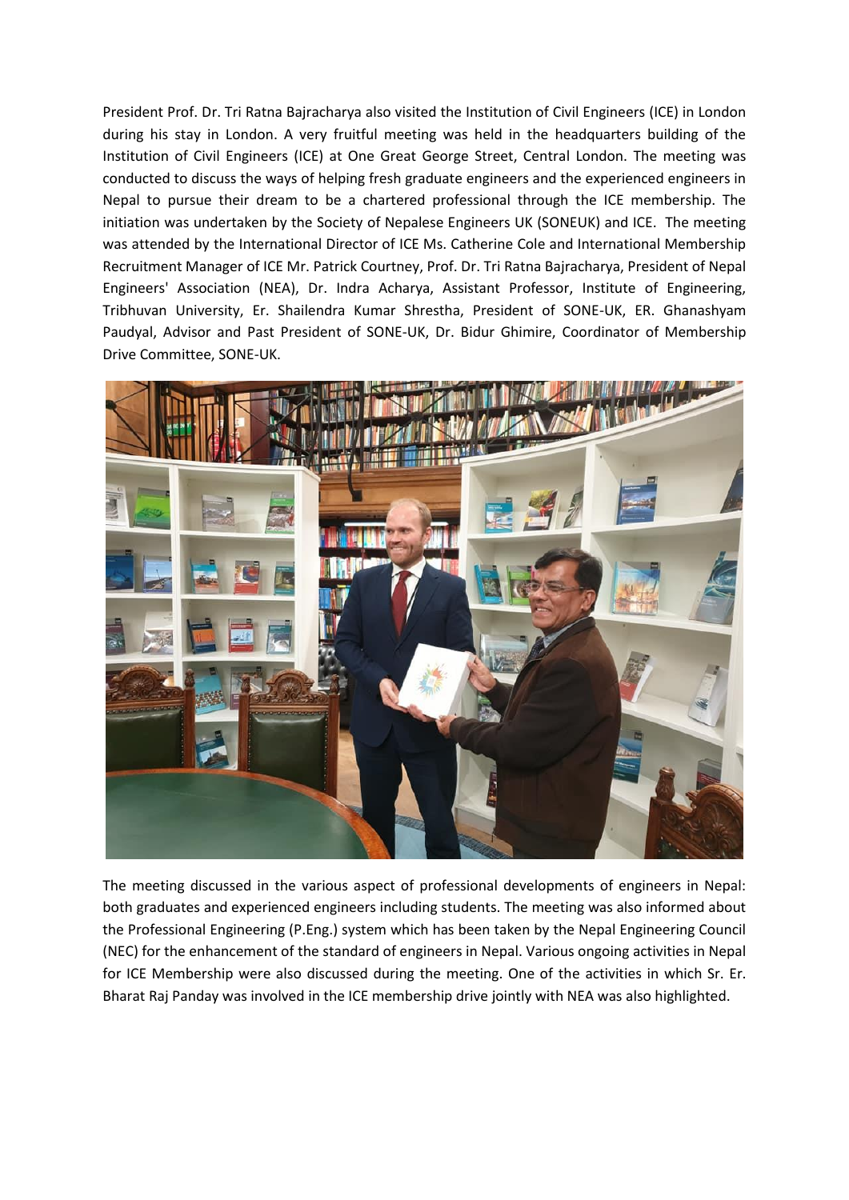President Prof. Dr. Tri Ratna Bajracharya also visited the Institution of Civil Engineers (ICE) in London during his stay in London. A very fruitful meeting was held in the headquarters building of the Institution of Civil Engineers (ICE) at One Great George Street, Central London. The meeting was conducted to discuss the ways of helping fresh graduate engineers and the experienced engineers in Nepal to pursue their dream to be a chartered professional through the ICE membership. The initiation was undertaken by the Society of Nepalese Engineers UK (SONEUK) and ICE. The meeting was attended by the International Director of ICE Ms. Catherine Cole and International Membership Recruitment Manager of ICE Mr. Patrick Courtney, Prof. Dr. Tri Ratna Bajracharya, President of Nepal Engineers' Association (NEA), Dr. Indra Acharya, Assistant Professor, Institute of Engineering, Tribhuvan University, Er. Shailendra Kumar Shrestha, President of SONE-UK, ER. Ghanashyam Paudyal, Advisor and Past President of SONE-UK, Dr. Bidur Ghimire, Coordinator of Membership Drive Committee, SONE-UK.

The meeting discussed in the various aspect of professional developments of engineers in Nepal: both graduates and experienced engineers including students. The meeting was also informed about the Professional Engineering (P.Eng.) system which has been taken by the Nepal Engineering Council (NEC) for the enhancement of the standard of engineers in Nepal. Various ongoing activities in Nepal for ICE Membership were also discussed during the meeting. One of the activities in which Sr. Er. Bharat Raj Panday was involved in the ICE membership drive jointly with NEA was also highlighted.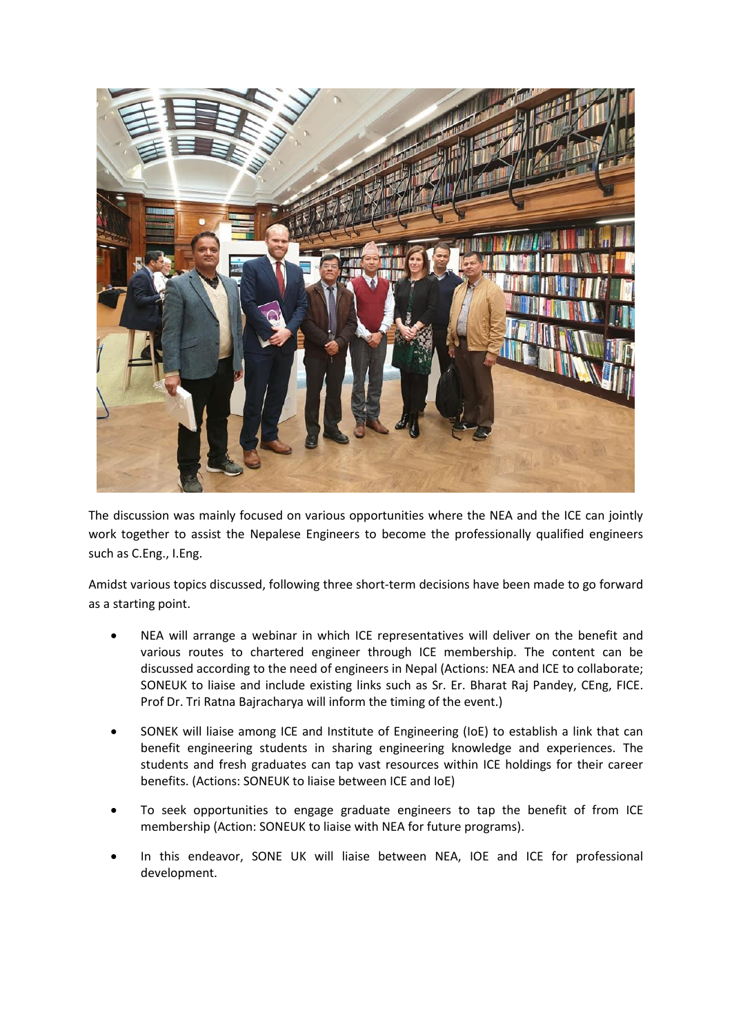The discussion was mainly focused on various opportunities where the NEA and the ICE can jointly work together to assist the Nepalese Engineers to become the professionally qualified engineers such as C.Eng., I.Eng.

Amidst various topics discussed, following three short-term decisions have been made to go forward as a starting point.

- NEA will arrange a webinar in which ICE representatives will deliver on the benefit and various routes to chartered engineer through ICE membership. The content can be discussed according to the need of engineers in Nepal (Actions: NEA and ICE to collaborate; SONEUK to liaise and include existing links such as Sr. Er. Bharat Raj Pandey, CEng, FICE. Prof Dr. Tri Ratna Bajracharya will inform the timing of the event.)
- SONEK will liaise among ICE and Institute of Engineering (IoE) to establish a link that can benefit engineering students in sharing engineering knowledge and experiences. The students and fresh graduates can tap vast resources within ICE holdings for their career benefits. (Actions: SONEUK to liaise between ICE and IoE)
- To seek opportunities to engage graduate engineers to tap the benefit of from ICE membership (Action: SONEUK to liaise with NEA for future programs).
- In this endeavor, SONE UK will liaise between NEA, IOE and ICE for professional development.